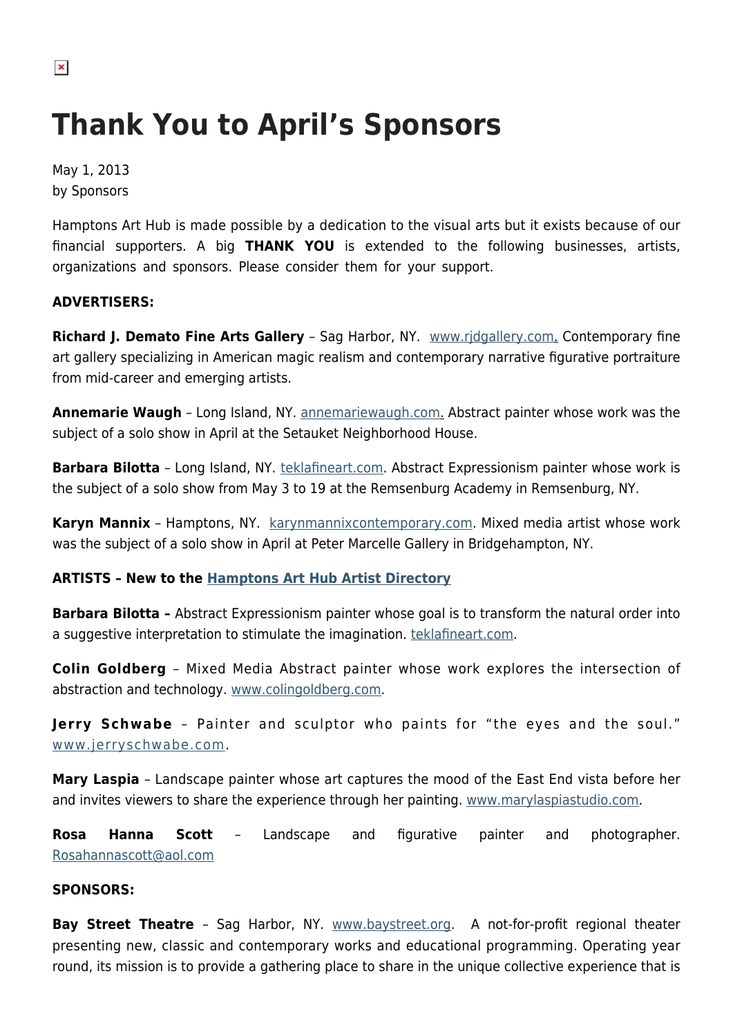# Thank You to April's Sponsors

May 1, 2013
by Sponsors

Hamptons Art Hub is made possible by a dedication to the visual arts but it exists because of our financial supporters. A big **THANK YOU** is extended to the following businesses, artists, organizations and sponsors. Please consider them for your support.

**ADVERTISERS:**

**Richard J. Demato Fine Arts Gallery** – Sag Harbor, NY. [www.rjdgallery.com.](www.rjdgallery.com) Contemporary fine art gallery specializing in American magic realism and contemporary narrative figurative portraiture from mid-career and emerging artists.

**Annemarie Waugh** – Long Island, NY. [annemariewaugh.com.](annemariewaugh.com) Abstract painter whose work was the subject of a solo show in April at the Setauket Neighborhood House.

**Barbara Bilotta** – Long Island, NY. [teklafineart.com](teklafineart.com). Abstract Expressionism painter whose work is the subject of a solo show from May 3 to 19 at the Remsenburg Academy in Remsenburg, NY.

**Karyn Mannix** – Hamptons, NY. [karynmannixcontemporary.com](karynmannixcontemporary.com). Mixed media artist whose work was the subject of a solo show in April at Peter Marcelle Gallery in Bridgehampton, NY.

**ARTISTS – New to the [Hamptons Art Hub Artist Directory]()**

**Barbara Bilotta –** Abstract Expressionism painter whose goal is to transform the natural order into a suggestive interpretation to stimulate the imagination. [teklafineart.com](teklafineart.com).

**Colin Goldberg** – Mixed Media Abstract painter whose work explores the intersection of abstraction and technology. [www.colingoldberg.com](www.colingoldberg.com).

**Jerry Schwabe** – Painter and sculptor who paints for "the eyes and the soul." [www.jerryschwabe.com](www.jerryschwabe.com).

**Mary Laspia** – Landscape painter whose art captures the mood of the East End vista before her and invites viewers to share the experience through her painting. [www.marylaspiastudio.com](www.marylaspiastudio.com).

**Rosa Hanna Scott** – Landscape and figurative painter and photographer. [Rosahannascott@aol.com](mailto:Rosahannascott@aol.com)

**SPONSORS:**

**Bay Street Theatre** – Sag Harbor, NY. [www.baystreet.org](www.baystreet.org). A not-for-profit regional theater presenting new, classic and contemporary works and educational programming. Operating year round, its mission is to provide a gathering place to share in the unique collective experience that is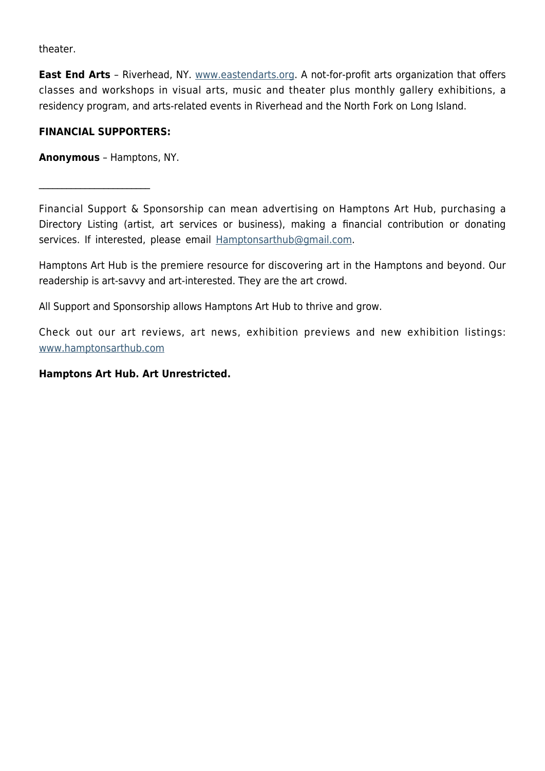theater.

**East End Arts** – Riverhead, NY. www.eastendarts.org. A not-for-profit arts organization that offers classes and workshops in visual arts, music and theater plus monthly gallery exhibitions, a residency program, and arts-related events in Riverhead and the North Fork on Long Island.

**FINANCIAL SUPPORTERS:**

**Anonymous** – Hamptons, NY.

_______________________

Financial Support & Sponsorship can mean advertising on Hamptons Art Hub, purchasing a Directory Listing (artist, art services or business), making a financial contribution or donating services. If interested, please email Hamptonsarthub@gmail.com.

Hamptons Art Hub is the premiere resource for discovering art in the Hamptons and beyond. Our readership is art-savvy and art-interested. They are the art crowd.

All Support and Sponsorship allows Hamptons Art Hub to thrive and grow.

Check out our art reviews, art news, exhibition previews and new exhibition listings: www.hamptonsarthub.com

**Hamptons Art Hub. Art Unrestricted.**